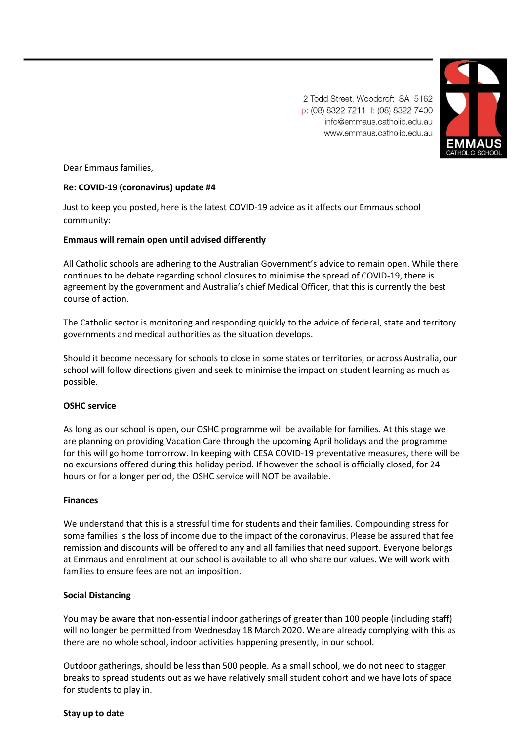2 Todd Street, Woodcroft SA 5162
p: (08) 8322 7211 f: (08) 8322 7400
info@emmaus.catholic.edu.au
www.emmaus.catholic.edu.au

EMMAUS CATHOLIC SCHOOL

Dear Emmaus families,

**Re: COVID-19 (coronavirus) update #4**

Just to keep you posted, here is the latest COVID-19 advice as it affects our Emmaus school community:

**Emmaus will remain open until advised differently**

All Catholic schools are adhering to the Australian Government's advice to remain open. While there continues to be debate regarding school closures to minimise the spread of COVID-19, there is agreement by the government and Australia's chief Medical Officer, that this is currently the best course of action.

The Catholic sector is monitoring and responding quickly to the advice of federal, state and territory governments and medical authorities as the situation develops.

Should it become necessary for schools to close in some states or territories, or across Australia, our school will follow directions given and seek to minimise the impact on student learning as much as possible.

**OSHC service**

As long as our school is open, our OSHC programme will be available for families. At this stage we are planning on providing Vacation Care through the upcoming April holidays and the programme for this will go home tomorrow. In keeping with CESA COVID-19 preventative measures, there will be no excursions offered during this holiday period. If however the school is officially closed, for 24 hours or for a longer period, the OSHC service will NOT be available.

**Finances**

We understand that this is a stressful time for students and their families. Compounding stress for some families is the loss of income due to the impact of the coronavirus. Please be assured that fee remission and discounts will be offered to any and all families that need support. Everyone belongs at Emmaus and enrolment at our school is available to all who share our values. We will work with families to ensure fees are not an imposition.

**Social Distancing**

You may be aware that non-essential indoor gatherings of greater than 100 people (including staff) will no longer be permitted from Wednesday 18 March 2020. We are already complying with this as there are no whole school, indoor activities happening presently, in our school.

Outdoor gatherings, should be less than 500 people. As a small school, we do not need to stagger breaks to spread students out as we have relatively small student cohort and we have lots of space for students to play in.

**Stay up to date**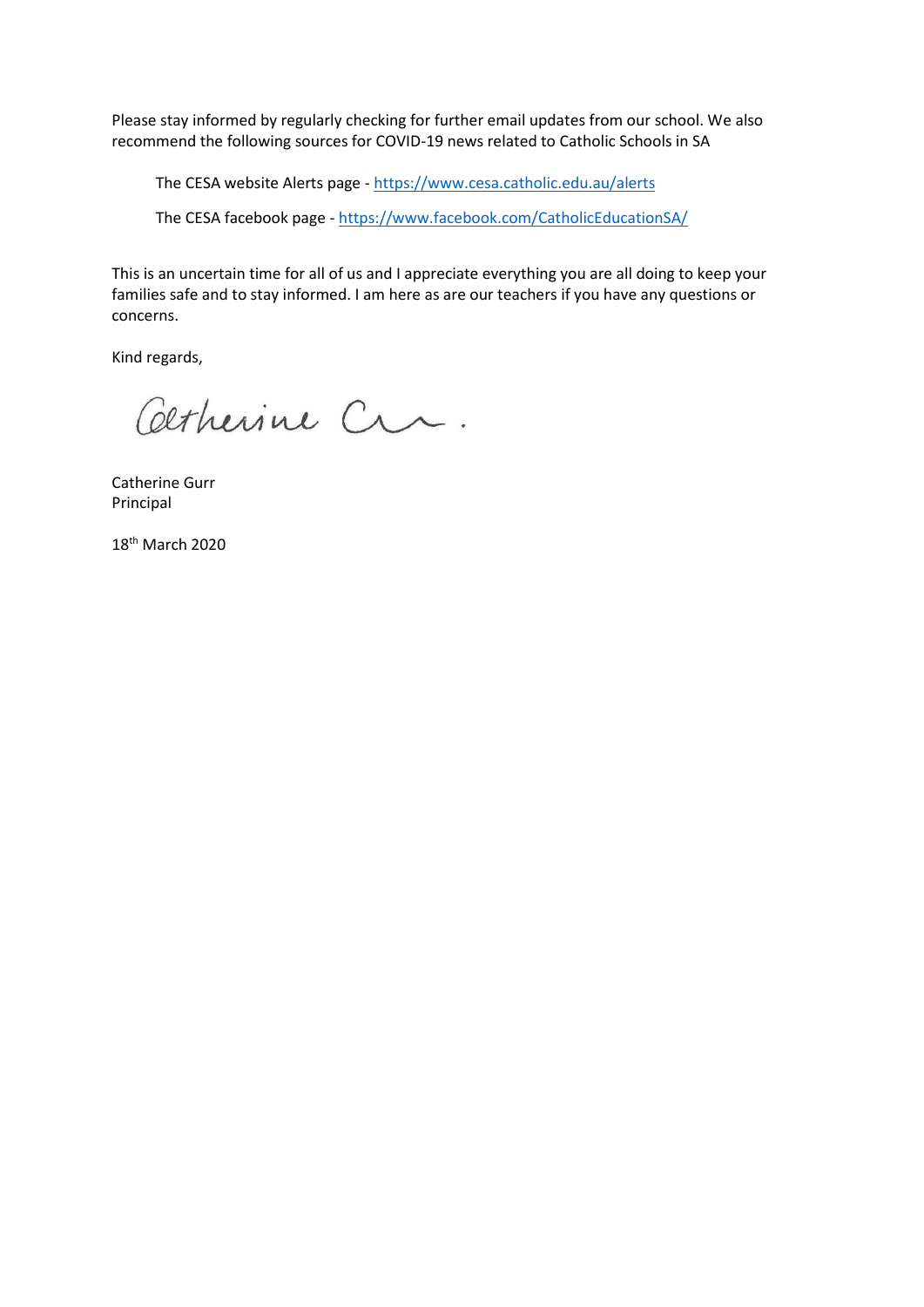Please stay informed by regularly checking for further email updates from our school. We also recommend the following sources for COVID-19 news related to Catholic Schools in SA

The CESA website Alerts page - https://www.cesa.catholic.edu.au/alerts

The CESA facebook page - https://www.facebook.com/CatholicEducationSA/

This is an uncertain time for all of us and I appreciate everything you are all doing to keep your families safe and to stay informed. I am here as are our teachers if you have any questions or concerns.

Kind regards,

Catherine Gurr
Principal

18th March 2020